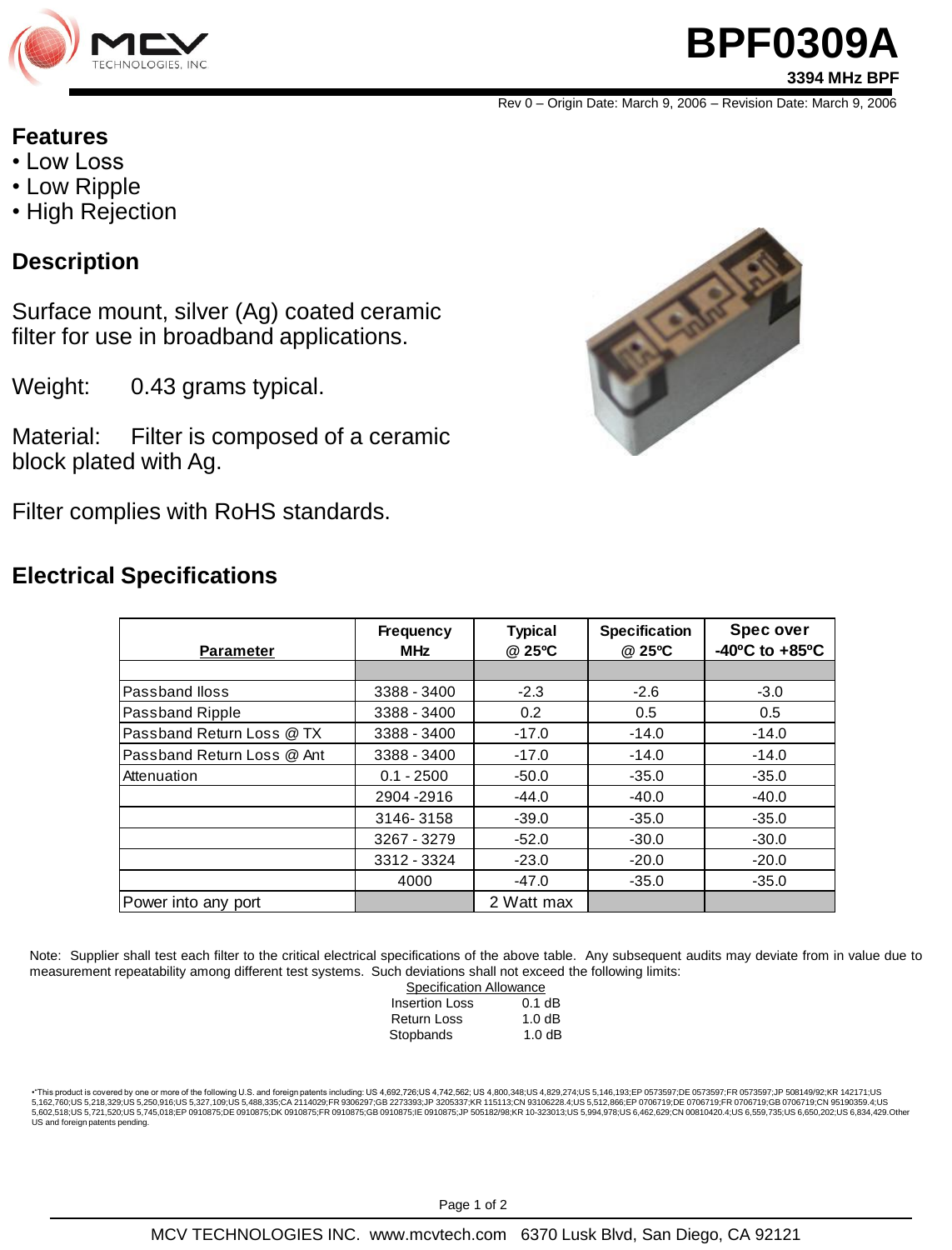# BPF0309A

**3394 MHz BPF**

Rev 0 – Origin Date: March 9, 2006 – Revision Date: March 9, 2006

## Features

- Low Loss
- Low Ripple
- High Rejection

## Description

Surface mount, silver (Ag) coated ceramic filter for use in broadband applications.

Weight: 0.43 grams typical.

Material: Filter is composed of a ceramic block plated with Ag.

Filter complies with RoHS standards.

## Electrical Specifications

| Parameter | Frequency MHz | Typical @ 25ºC | Specification @ 25ºC | Spec over -40ºC to +85ºC |
|---|---|---|---|---|
| | | | | |
| Passband lloss | 3388 - 3400 | -2.3 | -2.6 | -3.0 |
| Passband Ripple | 3388 - 3400 | 0.2 | 0.5 | 0.5 |
| Passband Return Loss @ TX | 3388 - 3400 | -17.0 | -14.0 | -14.0 |
| Passband Return Loss @ Ant | 3388 - 3400 | -17.0 | -14.0 | -14.0 |
| Attenuation | 0.1 - 2500 | -50.0 | -35.0 | -35.0 |
| | 2904 -2916 | -44.0 | -40.0 | -40.0 |
| | 3146- 3158 | -39.0 | -35.0 | -35.0 |
| | 3267 - 3279 | -52.0 | -30.0 | -30.0 |
| | 3312 - 3324 | -23.0 | -20.0 | -20.0 |
| | 4000 | -47.0 | -35.0 | -35.0 |
| Power into any port | | 2 Watt max | | |

Note: Supplier shall test each filter to the critical electrical specifications of the above table. Any subsequent audits may deviate from in value due to measurement repeatability among different test systems. Such deviations shall not exceed the following limits:

| Specification Allowance | |
|---|---|
| Insertion Loss | 0.1 dB |
| Return Loss | 1.0 dB |
| Stopbands | 1.0 dB |

•"This product is covered by one or more of the following U.S. and foreign patents including: US 4,692,726;US 4,742,562; US 4,800,348;US 4,829,274;US 5,146,193;EP 0573597;DE 0573597;FR 0573597;JP 508149/92;KR 142171;US 5,162,760;US 5,218,329;US 5,250,916;US 5,327,109;US 5,488,335;CA 2114029;FR 9306297;GB 2273393;JP 3205337;KR 115113;CN 93106228.4;US 5,512,866;EP 0706719;DE 0706719;FR 0706719;GB 0706719;CN 95190359.4;US 5,602,518;US 5,721,520;US 5,745,018;EP 0910875;DE 0910875;DK 0910875;FR 0910875;GB 0910875;IE 0910875;JP 505182/98;KR 10-323013;US 5,994,978;US 6,462,629;CN 00810420.4;US 6,559,735;US 6,650,202;US 6,834,429.Other US and foreign patents pending.

MCV TECHNOLOGIES INC. www.mcvtech.com 6370 Lusk Blvd, San Diego, CA 92121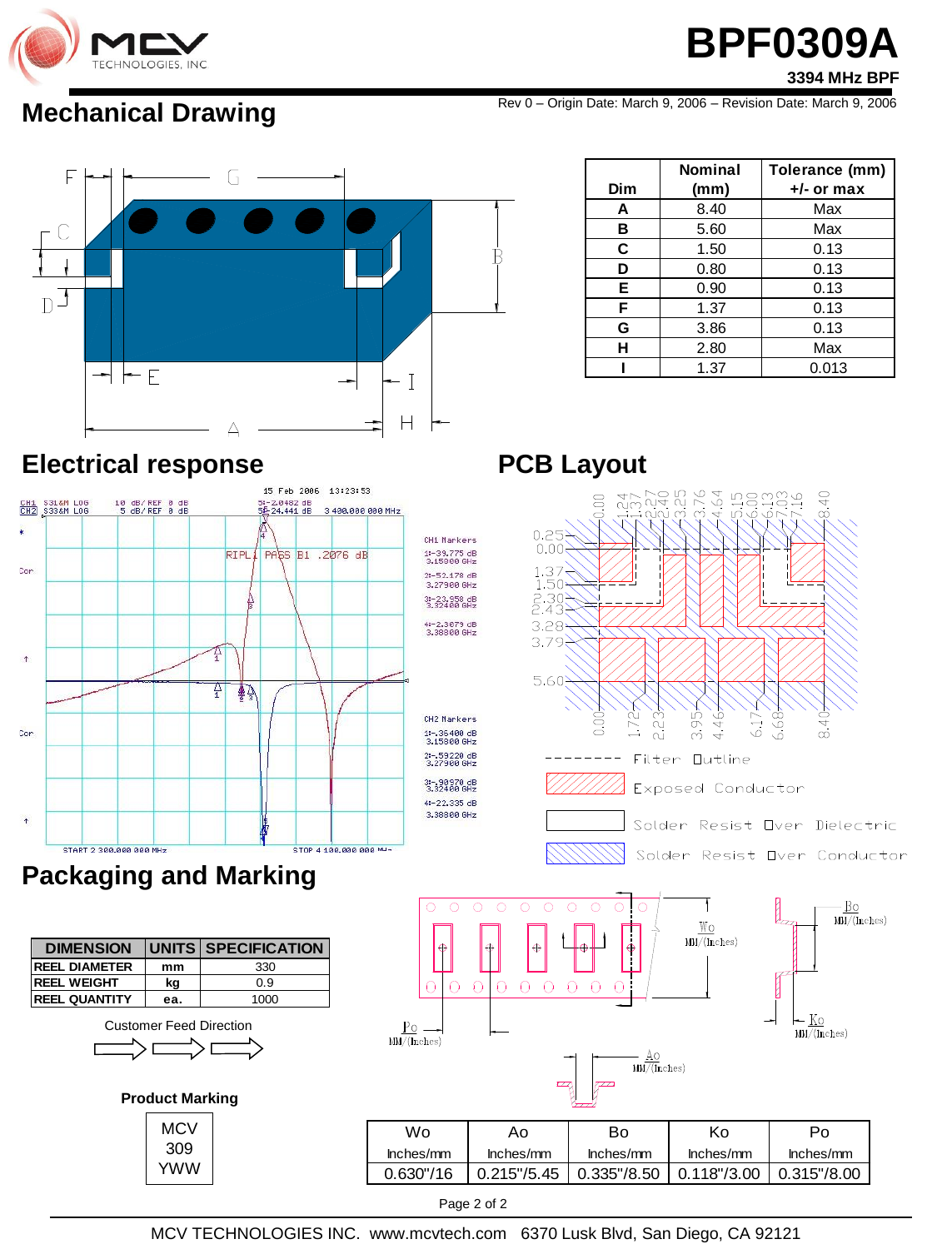# BPF0309A

**3394 MHz BPF**

Rev 0 – Origin Date: March 9, 2006 – Revision Date: March 9, 2006

## Mechanical Drawing

F G C B D E I A H

| Dim | Nominal (mm) | Tolerance (mm) +/- or max |
|---|---|---|
| A | 8.40 | Max |
| B | 5.60 | Max |
| C | 1.50 | 0.13 |
| D | 0.80 | 0.13 |
| E | 0.90 | 0.13 |
| F | 1.37 | 0.13 |
| G | 3.86 | 0.13 |
| H | 2.80 | Max |
| I | 1.37 | 0.013 |

## Electrical response

15 Feb 2006 13:23:53

CH1 S31&M LOG 10 dB/ REF 0 dB
CH2 S33&M LOG 5 dB/ REF 0 dB

5 -2.0482 dB
5 -24.441 dB 3 400.000 000 MHz

RIPL1 PASS B1 .2076 dB

CH1 Markers
1:-39.775 dB 3.15900 GHz
2:-52.178 dB 3.27900 GHz
3:-23.958 dB 3.32400 GHz
4:-2.3079 dB 3.38800 GHz

CH2 Markers
1:-.35400 dB 3.15800 GHz
2:-.59220 dB 3.27900 GHz
3:-.90970 dB 3.32400 GHz
4:-22.335 dB 3.38800 GHz

START 2 300.000 000 MHz STOP 4 100.000 000 MHz

## PCB Layout

0.00 1.24 1.37 2.27 2.40 3.25 3.76 4.64 5.15 6.00 6.13 7.03 7.16 8.40

0.25 0.00 1.37 1.50 2.30 2.43 3.28 3.79 5.60

0.00 1.72 2.23 3.95 4.46 6.17 6.68 8.40

Filter Outline

Exposed Conductor

Solder Resist Over Dielectric

Solder Resist Over Conductor

## Packaging and Marking

| DIMENSION | UNITS | SPECIFICATION |
|---|---|---|
| REEL DIAMETER | mm | 330 |
| REEL WEIGHT | kg | 0.9 |
| REEL QUANTITY | ea. | 1000 |

Customer Feed Direction

**Product Marking**

MCV
309
YWW

Wo MM/(Inches) Bo MM/(Inches) Ko MM/(Inches) Po MM/(Inches) Ao MM/(Inches)

| Wo | Ao | Bo | Ko | Po |
|---|---|---|---|---|
| Inches/mm | Inches/mm | Inches/mm | Inches/mm | Inches/mm |
| 0.630"/16 | 0.215"/5.45 | 0.335"/8.50 | 0.118"/3.00 | 0.315"/8.00 |

MCV TECHNOLOGIES INC. www.mcvtech.com 6370 Lusk Blvd, San Diego, CA 92121